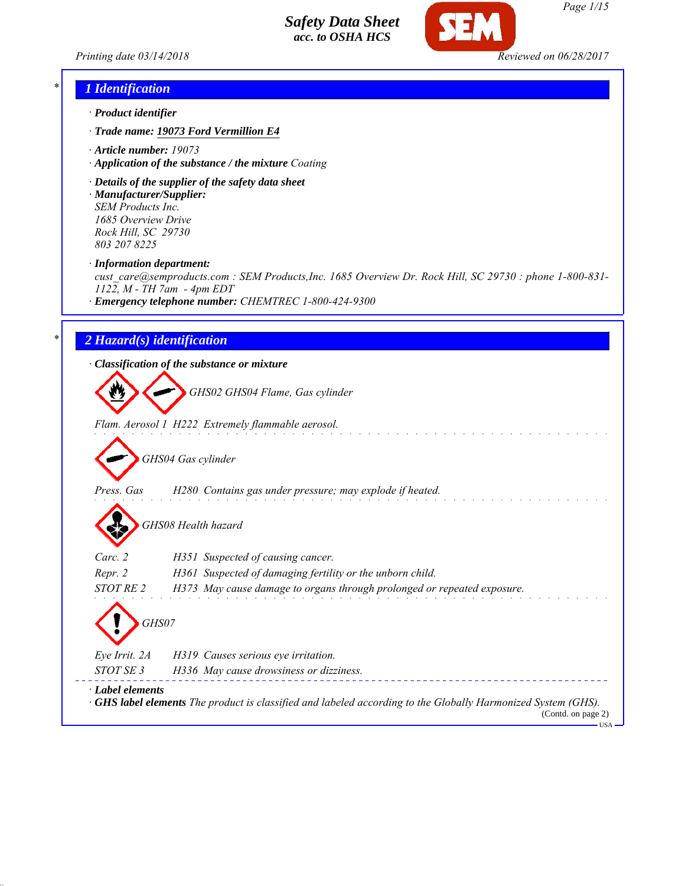# Safety Data Sheet
*acc. to OSHA HCS*

Printing date 03/14/2018 Reviewed on 06/28/2017

## 1 Identification

· **Product identifier**

· **Trade name:** **19073 Ford Vermillion E4**

· **Article number:** 19073
· **Application of the substance / the mixture** Coating

· **Details of the supplier of the safety data sheet**
· **Manufacturer/Supplier:**
SEM Products Inc.
1685 Overview Drive
Rock Hill, SC 29730
803 207 8225

· **Information department:**
cust_care@semproducts.com : SEM Products,Inc. 1685 Overview Dr. Rock Hill, SC 29730 : phone 1-800-831-1122, M - TH 7am - 4pm EDT
· **Emergency telephone number:** CHEMTREC 1-800-424-9300

## 2 Hazard(s) identification

· **Classification of the substance or mixture**

GHS02 GHS04 Flame, Gas cylinder

Flam. Aerosol 1 H222 Extremely flammable aerosol.

GHS04 Gas cylinder

Press. Gas H280 Contains gas under pressure; may explode if heated.

GHS08 Health hazard

Carc. 2 H351 Suspected of causing cancer.
Repr. 2 H361 Suspected of damaging fertility or the unborn child.
STOT RE 2 H373 May cause damage to organs through prolonged or repeated exposure.

GHS07

Eye Irrit. 2A H319 Causes serious eye irritation.
STOT SE 3 H336 May cause drowsiness or dizziness.

· **Label elements**
· **GHS label elements** The product is classified and labeled according to the Globally Harmonized System (GHS).

(Contd. on page 2)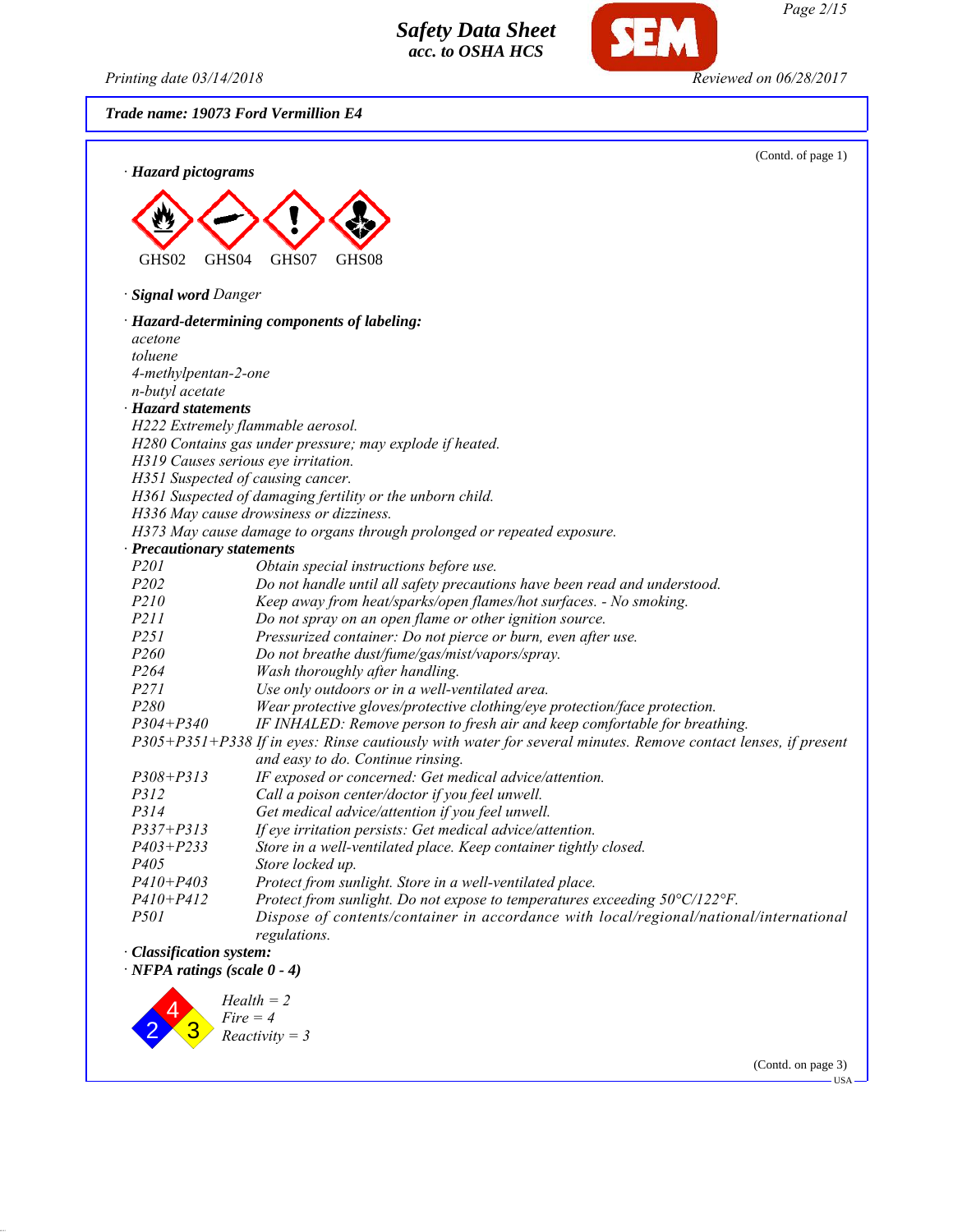Trade name: 19073 Ford Vermillion E4

(Contd. of page 1)

· **Hazard pictograms**

GHS02 GHS04 GHS07 GHS08

· **Signal word** *Danger*

· **Hazard-determining components of labeling:**

*acetone*
*toluene*
*4-methylpentan-2-one*
*n-butyl acetate*

· **Hazard statements**

*H222 Extremely flammable aerosol.*
*H280 Contains gas under pressure; may explode if heated.*
*H319 Causes serious eye irritation.*
*H351 Suspected of causing cancer.*
*H361 Suspected of damaging fertility or the unborn child.*
*H336 May cause drowsiness or dizziness.*
*H373 May cause damage to organs through prolonged or repeated exposure.*

· **Precautionary statements**

| | |
|---|---|
| P201 | Obtain special instructions before use. |
| P202 | Do not handle until all safety precautions have been read and understood. |
| P210 | Keep away from heat/sparks/open flames/hot surfaces. - No smoking. |
| P211 | Do not spray on an open flame or other ignition source. |
| P251 | Pressurized container: Do not pierce or burn, even after use. |
| P260 | Do not breathe dust/fume/gas/mist/vapors/spray. |
| P264 | Wash thoroughly after handling. |
| P271 | Use only outdoors or in a well-ventilated area. |
| P280 | Wear protective gloves/protective clothing/eye protection/face protection. |
| P304+P340 | IF INHALED: Remove person to fresh air and keep comfortable for breathing. |
| P305+P351+P338 | If in eyes: Rinse cautiously with water for several minutes. Remove contact lenses, if present and easy to do. Continue rinsing. |
| P308+P313 | IF exposed or concerned: Get medical advice/attention. |
| P312 | Call a poison center/doctor if you feel unwell. |
| P314 | Get medical advice/attention if you feel unwell. |
| P337+P313 | If eye irritation persists: Get medical advice/attention. |
| P403+P233 | Store in a well-ventilated place. Keep container tightly closed. |
| P405 | Store locked up. |
| P410+P403 | Protect from sunlight. Store in a well-ventilated place. |
| P410+P412 | Protect from sunlight. Do not expose to temperatures exceeding 50°C/122°F. |
| P501 | Dispose of contents/container in accordance with local/regional/national/international regulations. |

· **Classification system:**

· **NFPA ratings (scale 0 - 4)**

*Health = 2*
*Fire = 4*
*Reactivity = 3*

(Contd. on page 3)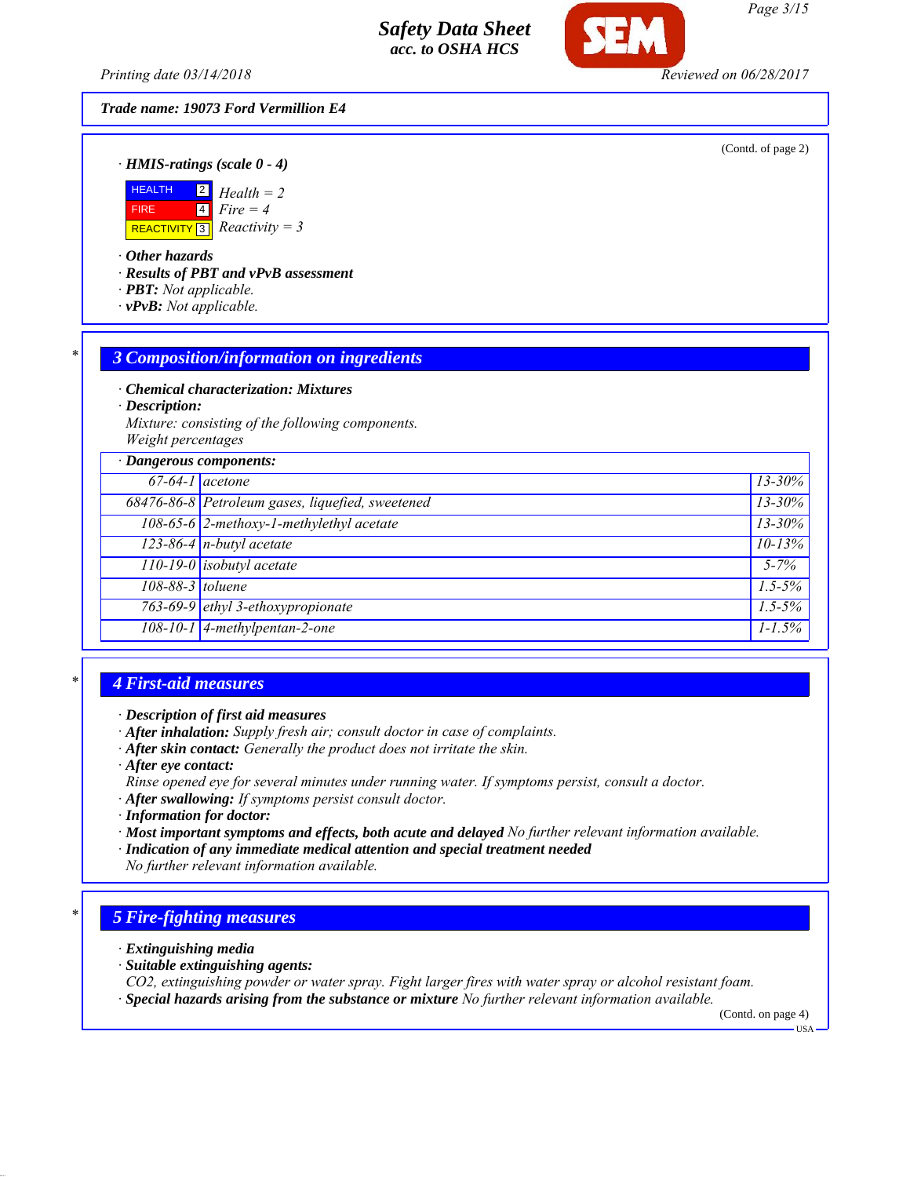**Trade name: 19073 Ford Vermillion E4**

(Contd. of page 2)

· **HMIS-ratings (scale 0 - 4)**

| | | |
|---|---|---|
| HEALTH | 2 | Health = 2 |
| FIRE | 4 | Fire = 4 |
| REACTIVITY | 3 | Reactivity = 3 |

· **Other hazards**
· **Results of PBT and vPvB assessment**
· **PBT:** Not applicable.
· **vPvB:** Not applicable.

## * 3 Composition/information on ingredients

· **Chemical characterization: Mixtures**
· **Description:**
Mixture: consisting of the following components.
Weight percentages

| · Dangerous components: | | |
|---|---|---|
| 67-64-1 | acetone | 13-30% |
| 68476-86-8 | Petroleum gases, liquefied, sweetened | 13-30% |
| 108-65-6 | 2-methoxy-1-methylethyl acetate | 13-30% |
| 123-86-4 | n-butyl acetate | 10-13% |
| 110-19-0 | isobutyl acetate | 5-7% |
| 108-88-3 | toluene | 1.5-5% |
| 763-69-9 | ethyl 3-ethoxypropionate | 1.5-5% |
| 108-10-1 | 4-methylpentan-2-one | 1-1.5% |

## * 4 First-aid measures

· **Description of first aid measures**
· **After inhalation:** Supply fresh air; consult doctor in case of complaints.
· **After skin contact:** Generally the product does not irritate the skin.
· **After eye contact:**
Rinse opened eye for several minutes under running water. If symptoms persist, consult a doctor.
· **After swallowing:** If symptoms persist consult doctor.
· **Information for doctor:**
· **Most important symptoms and effects, both acute and delayed** No further relevant information available.
· **Indication of any immediate medical attention and special treatment needed**
No further relevant information available.

## * 5 Fire-fighting measures

· **Extinguishing media**
· **Suitable extinguishing agents:**
$CO_2$, extinguishing powder or water spray. Fight larger fires with water spray or alcohol resistant foam.
· **Special hazards arising from the substance or mixture** No further relevant information available.

(Contd. on page 4)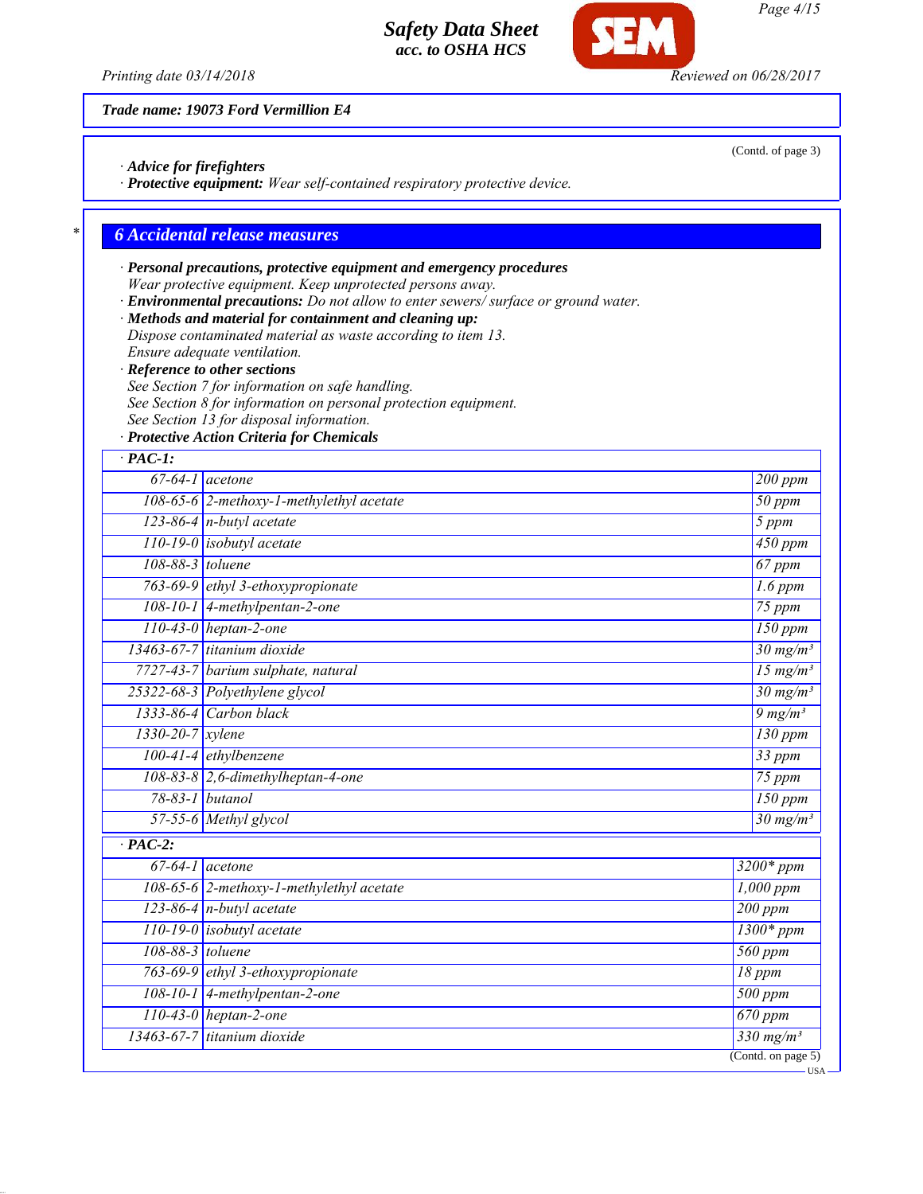**Trade name: 19073 Ford Vermillion E4**

(Contd. of page 3)

· **Advice for firefighters**
· **Protective equipment:** *Wear self-contained respiratory protective device.*

## 6 Accidental release measures

· **Personal precautions, protective equipment and emergency procedures**
*Wear protective equipment. Keep unprotected persons away.*
· **Environmental precautions:** *Do not allow to enter sewers/ surface or ground water.*
· **Methods and material for containment and cleaning up:**
*Dispose contaminated material as waste according to item 13.*
*Ensure adequate ventilation.*
· **Reference to other sections**
*See Section 7 for information on safe handling.*
*See Section 8 for information on personal protection equipment.*
*See Section 13 for disposal information.*
· **Protective Action Criteria for Chemicals**

| · **PAC-1:** | | |
|---|---|---|
| 67-64-1 | acetone | 200 ppm |
| 108-65-6 | 2-methoxy-1-methylethyl acetate | 50 ppm |
| 123-86-4 | n-butyl acetate | 5 ppm |
| 110-19-0 | isobutyl acetate | 450 ppm |
| 108-88-3 | toluene | 67 ppm |
| 763-69-9 | ethyl 3-ethoxypropionate | 1.6 ppm |
| 108-10-1 | 4-methylpentan-2-one | 75 ppm |
| 110-43-0 | heptan-2-one | 150 ppm |
| 13463-67-7 | titanium dioxide | 30 mg/m³ |
| 7727-43-7 | barium sulphate, natural | 15 mg/m³ |
| 25322-68-3 | Polyethylene glycol | 30 mg/m³ |
| 1333-86-4 | Carbon black | 9 mg/m³ |
| 1330-20-7 | xylene | 130 ppm |
| 100-41-4 | ethylbenzene | 33 ppm |
| 108-83-8 | 2,6-dimethylheptan-4-one | 75 ppm |
| 78-83-1 | butanol | 150 ppm |
| 57-55-6 | Methyl glycol | 30 mg/m³ |

| · **PAC-2:** | | |
|---|---|---|
| 67-64-1 | acetone | 3200* ppm |
| 108-65-6 | 2-methoxy-1-methylethyl acetate | 1,000 ppm |
| 123-86-4 | n-butyl acetate | 200 ppm |
| 110-19-0 | isobutyl acetate | 1300* ppm |
| 108-88-3 | toluene | 560 ppm |
| 763-69-9 | ethyl 3-ethoxypropionate | 18 ppm |
| 108-10-1 | 4-methylpentan-2-one | 500 ppm |
| 110-43-0 | heptan-2-one | 670 ppm |
| 13463-67-7 | titanium dioxide | 330 mg/m³ |

(Contd. on page 5)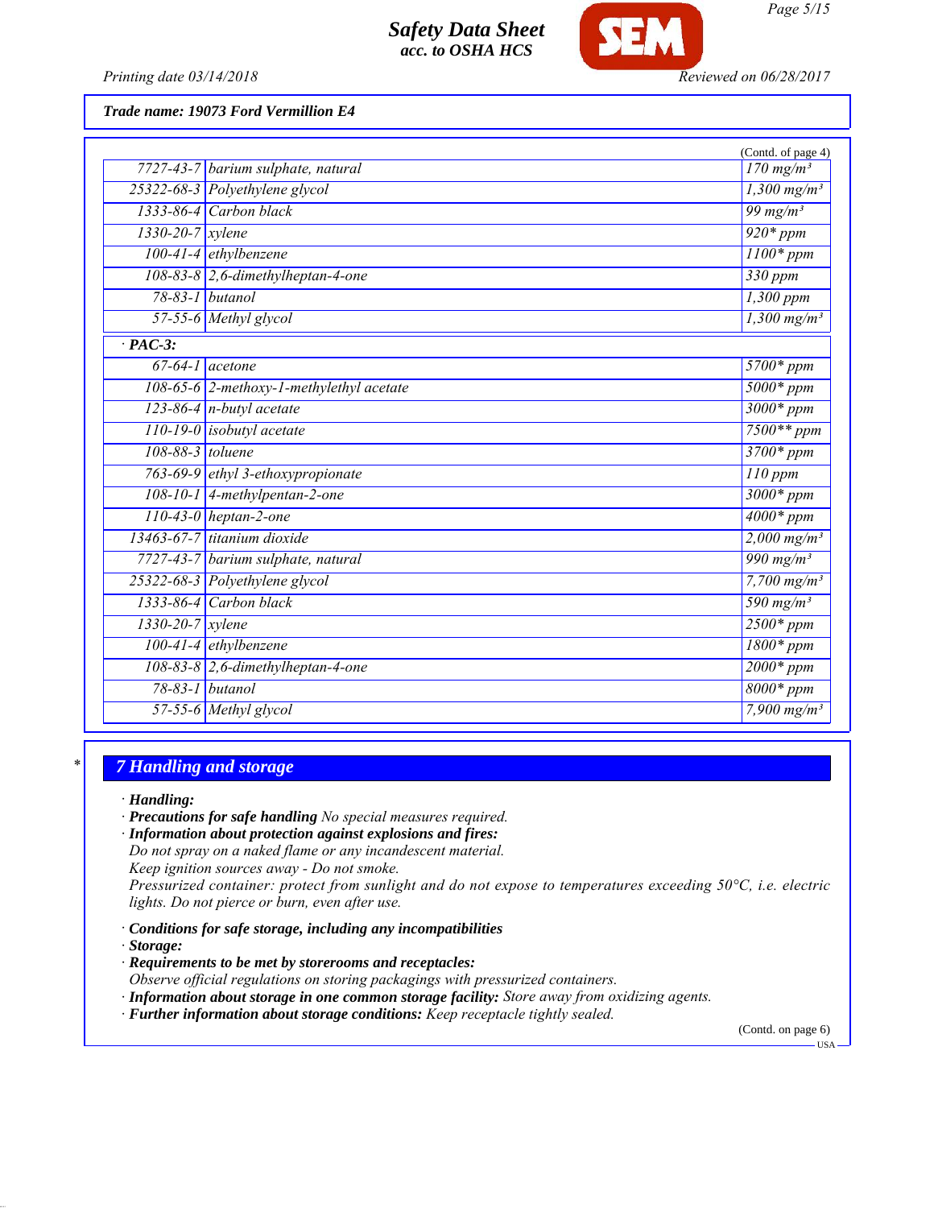**Trade name: 19073 Ford Vermillion E4**

(Contd. of page 4)

| | | |
|---|---|---|
| 7727-43-7 | barium sulphate, natural | 170 mg/m³ |
| 25322-68-3 | Polyethylene glycol | 1,300 mg/m³ |
| 1333-86-4 | Carbon black | 99 mg/m³ |
| 1330-20-7 | xylene | 920* ppm |
| 100-41-4 | ethylbenzene | 1100* ppm |
| 108-83-8 | 2,6-dimethylheptan-4-one | 330 ppm |
| 78-83-1 | butanol | 1,300 ppm |
| 57-55-6 | Methyl glycol | 1,300 mg/m³ |
| **· PAC-3:** | | |
| 67-64-1 | acetone | 5700* ppm |
| 108-65-6 | 2-methoxy-1-methylethyl acetate | 5000* ppm |
| 123-86-4 | n-butyl acetate | 3000* ppm |
| 110-19-0 | isobutyl acetate | 7500** ppm |
| 108-88-3 | toluene | 3700* ppm |
| 763-69-9 | ethyl 3-ethoxypropionate | 110 ppm |
| 108-10-1 | 4-methylpentan-2-one | 3000* ppm |
| 110-43-0 | heptan-2-one | 4000* ppm |
| 13463-67-7 | titanium dioxide | 2,000 mg/m³ |
| 7727-43-7 | barium sulphate, natural | 990 mg/m³ |
| 25322-68-3 | Polyethylene glycol | 7,700 mg/m³ |
| 1333-86-4 | Carbon black | 590 mg/m³ |
| 1330-20-7 | xylene | 2500* ppm |
| 100-41-4 | ethylbenzene | 1800* ppm |
| 108-83-8 | 2,6-dimethylheptan-4-one | 2000* ppm |
| 78-83-1 | butanol | 8000* ppm |
| 57-55-6 | Methyl glycol | 7,900 mg/m³ |

## 7 Handling and storage

· **Handling:**
· **Precautions for safe handling** No special measures required.
· **Information about protection against explosions and fires:**
Do not spray on a naked flame or any incandescent material.
Keep ignition sources away - Do not smoke.
Pressurized container: protect from sunlight and do not expose to temperatures exceeding 50°C, i.e. electric lights. Do not pierce or burn, even after use.

· **Conditions for safe storage, including any incompatibilities**
· **Storage:**
· **Requirements to be met by storerooms and receptacles:**
Observe official regulations on storing packagings with pressurized containers.
· **Information about storage in one common storage facility:** Store away from oxidizing agents.
· **Further information about storage conditions:** Keep receptacle tightly sealed.

(Contd. on page 6)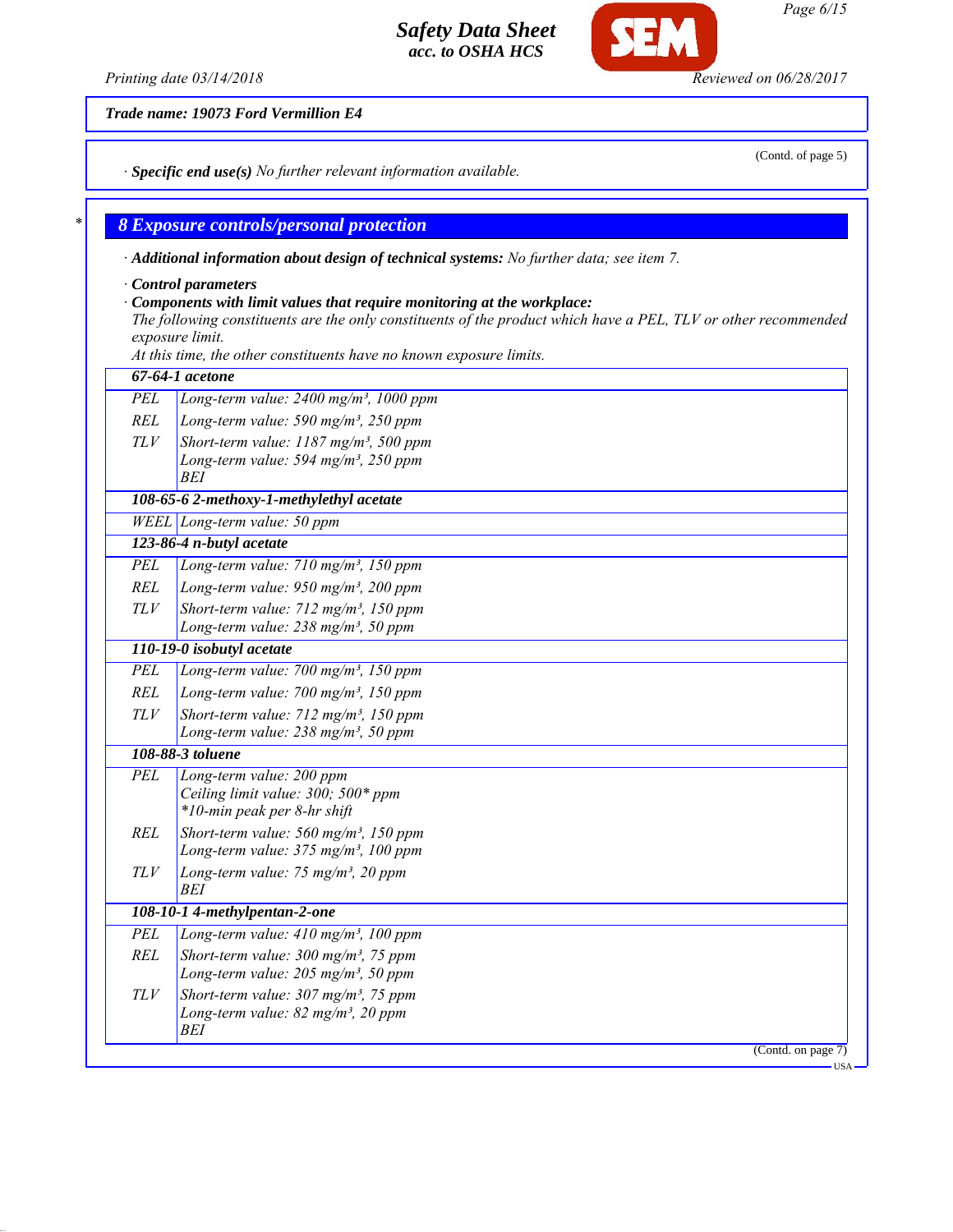Trade name: 19073 Ford Vermillion E4

(Contd. of page 5)

· **Specific end use(s)** *No further relevant information available.*

## 8 Exposure controls/personal protection

· **Additional information about design of technical systems:** *No further data; see item 7.*

· **Control parameters**

· **Components with limit values that require monitoring at the workplace:**

*The following constituents are the only constituents of the product which have a PEL, TLV or other recommended exposure limit.*

*At this time, the other constituents have no known exposure limits.*

| | |
|---|---|
| **67-64-1 acetone** | |
| PEL | Long-term value: 2400 mg/m³, 1000 ppm |
| REL | Long-term value: 590 mg/m³, 250 ppm |
| TLV | Short-term value: 1187 mg/m³, 500 ppm<br>Long-term value: 594 mg/m³, 250 ppm<br>BEI |
| **108-65-6 2-methoxy-1-methylethyl acetate** | |
| WEEL | Long-term value: 50 ppm |
| **123-86-4 n-butyl acetate** | |
| PEL | Long-term value: 710 mg/m³, 150 ppm |
| REL | Long-term value: 950 mg/m³, 200 ppm |
| TLV | Short-term value: 712 mg/m³, 150 ppm<br>Long-term value: 238 mg/m³, 50 ppm |
| **110-19-0 isobutyl acetate** | |
| PEL | Long-term value: 700 mg/m³, 150 ppm |
| REL | Long-term value: 700 mg/m³, 150 ppm |
| TLV | Short-term value: 712 mg/m³, 150 ppm<br>Long-term value: 238 mg/m³, 50 ppm |
| **108-88-3 toluene** | |
| PEL | Long-term value: 200 ppm<br>Ceiling limit value: 300; 500* ppm<br>*10-min peak per 8-hr shift |
| REL | Short-term value: 560 mg/m³, 150 ppm<br>Long-term value: 375 mg/m³, 100 ppm |
| TLV | Long-term value: 75 mg/m³, 20 ppm<br>BEI |
| **108-10-1 4-methylpentan-2-one** | |
| PEL | Long-term value: 410 mg/m³, 100 ppm |
| REL | Short-term value: 300 mg/m³, 75 ppm<br>Long-term value: 205 mg/m³, 50 ppm |
| TLV | Short-term value: 307 mg/m³, 75 ppm<br>Long-term value: 82 mg/m³, 20 ppm<br>BEI |

(Contd. on page 7)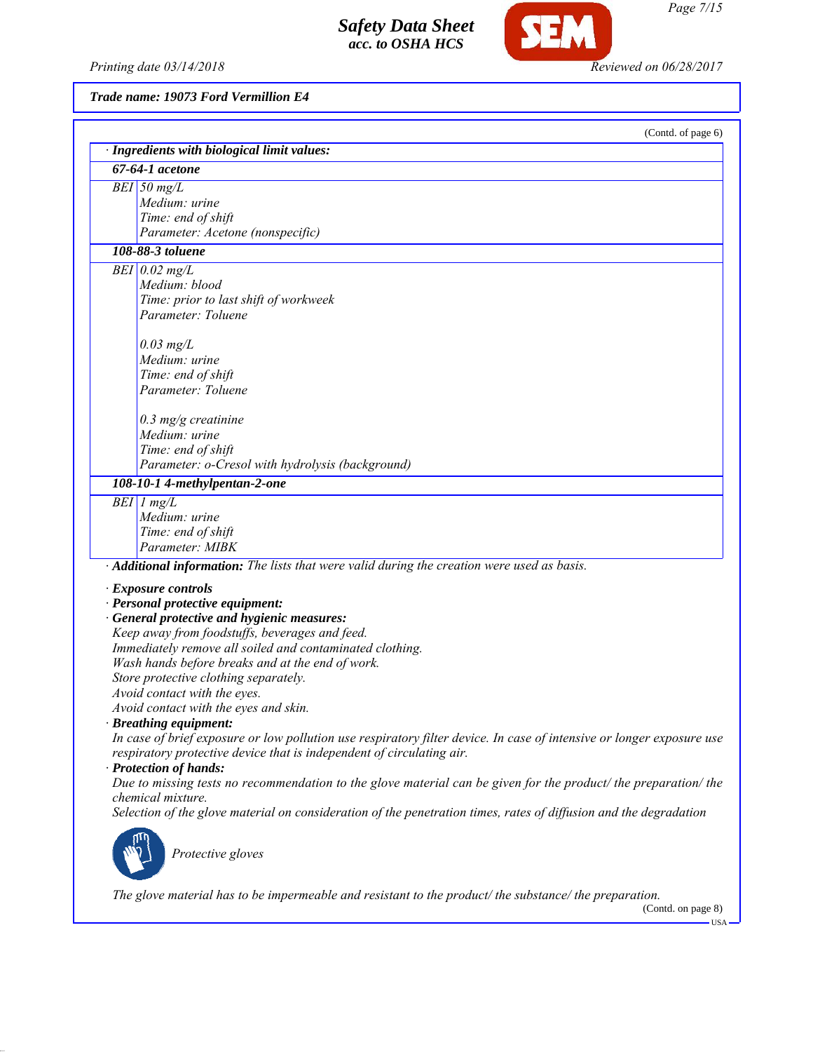**Trade name: 19073 Ford Vermillion E4**

(Contd. of page 6)

· **Ingredients with biological limit values:**

| **67-64-1 acetone** | |
|---|---|
| BEI | 50 mg/L<br>Medium: urine<br>Time: end of shift<br>Parameter: Acetone (nonspecific) |
| **108-88-3 toluene** | |
| BEI | 0.02 mg/L<br>Medium: blood<br>Time: prior to last shift of workweek<br>Parameter: Toluene<br><br>0.03 mg/L<br>Medium: urine<br>Time: end of shift<br>Parameter: Toluene<br><br>0.3 mg/g creatinine<br>Medium: urine<br>Time: end of shift<br>Parameter: o-Cresol with hydrolysis (background) |
| **108-10-1 4-methylpentan-2-one** | |
| BEI | 1 mg/L<br>Medium: urine<br>Time: end of shift<br>Parameter: MIBK |

· **Additional information:** The lists that were valid during the creation were used as basis.

· **Exposure controls**
· **Personal protective equipment:**
· **General protective and hygienic measures:**
Keep away from foodstuffs, beverages and feed.
Immediately remove all soiled and contaminated clothing.
Wash hands before breaks and at the end of work.
Store protective clothing separately.
Avoid contact with the eyes.
Avoid contact with the eyes and skin.

· **Breathing equipment:**
In case of brief exposure or low pollution use respiratory filter device. In case of intensive or longer exposure use respiratory protective device that is independent of circulating air.

· **Protection of hands:**
Due to missing tests no recommendation to the glove material can be given for the product/ the preparation/ the chemical mixture.
Selection of the glove material on consideration of the penetration times, rates of diffusion and the degradation

Protective gloves

The glove material has to be impermeable and resistant to the product/ the substance/ the preparation.

(Contd. on page 8)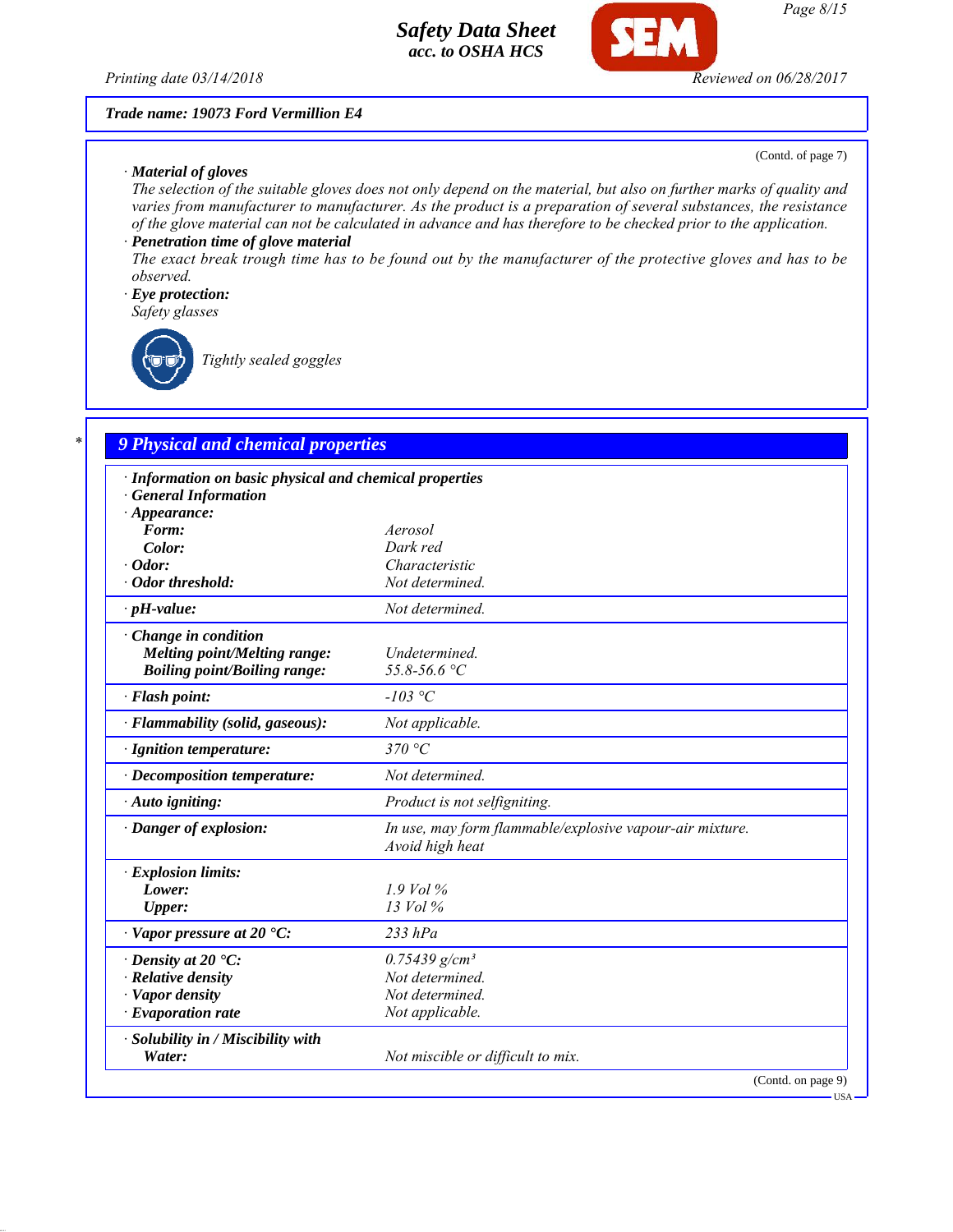**Trade name: 19073 Ford Vermillion E4**

(Contd. of page 7)

· **Material of gloves**

The selection of the suitable gloves does not only depend on the material, but also on further marks of quality and varies from manufacturer to manufacturer. As the product is a preparation of several substances, the resistance of the glove material can not be calculated in advance and has therefore to be checked prior to the application.

· **Penetration time of glove material**

The exact break trough time has to be found out by the manufacturer of the protective gloves and has to be observed.

· **Eye protection:**

Safety glasses

Tightly sealed goggles

## 9 Physical and chemical properties

| | |
|---|---|
| · **Information on basic physical and chemical properties** | |
| · **General Information** | |
| · **Appearance:** | |
| **Form:** | Aerosol |
| **Color:** | Dark red |
| · **Odor:** | Characteristic |
| · **Odor threshold:** | Not determined. |
| · **pH-value:** | Not determined. |
| · **Change in condition** | |
| **Melting point/Melting range:** | Undetermined. |
| **Boiling point/Boiling range:** | 55.8-56.6 °C |
| · **Flash point:** | -103 °C |
| · **Flammability (solid, gaseous):** | Not applicable. |
| · **Ignition temperature:** | 370 °C |
| · **Decomposition temperature:** | Not determined. |
| · **Auto igniting:** | Product is not selfigniting. |
| · **Danger of explosion:** | In use, may form flammable/explosive vapour-air mixture. Avoid high heat |
| · **Explosion limits:** | |
| **Lower:** | 1.9 Vol % |
| **Upper:** | 13 Vol % |
| · **Vapor pressure at 20 °C:** | 233 hPa |
| · **Density at 20 °C:** | 0.75439 g/cm³ |
| · **Relative density** | Not determined. |
| · **Vapor density** | Not determined. |
| · **Evaporation rate** | Not applicable. |
| · **Solubility in / Miscibility with** | |
| **Water:** | Not miscible or difficult to mix. |

(Contd. on page 9)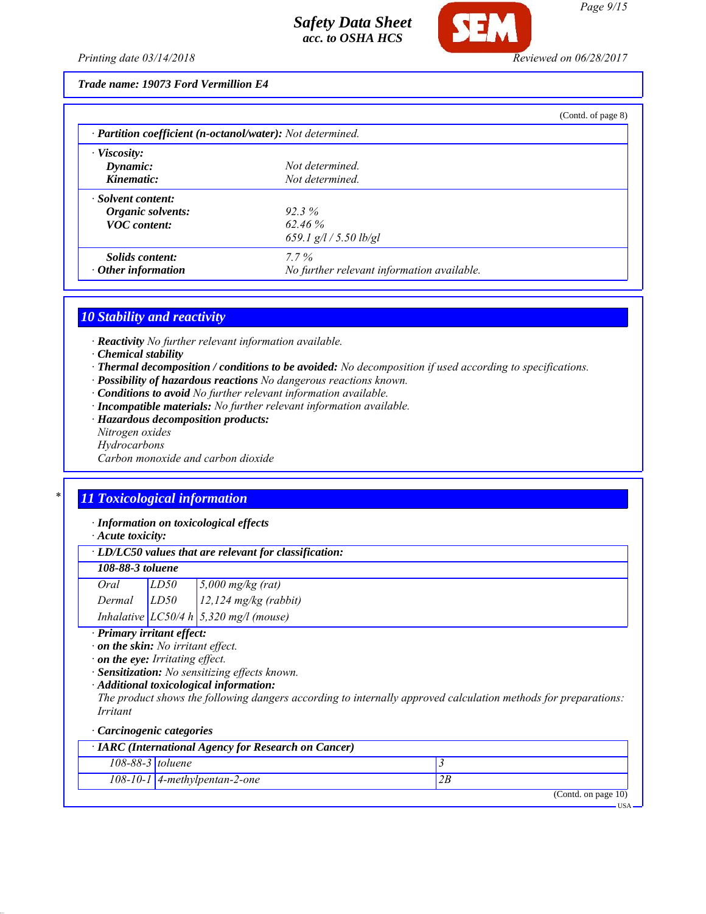Trade name: 19073 Ford Vermillion E4

(Contd. of page 8)

| · Partition coefficient (n-octanol/water): Not determined. | |
|---|---|
| · Viscosity: | |
| Dynamic: | Not determined. |
| Kinematic: | Not determined. |
| · Solvent content: | |
| Organic solvents: | 92.3 % |
| VOC content: | 62.46 % |
| | 659.1 g/l / 5.50 lb/gl |
| Solids content: | 7.7 % |
| · Other information | No further relevant information available. |

## 10 Stability and reactivity

· **Reactivity** No further relevant information available.
· **Chemical stability**
· **Thermal decomposition / conditions to be avoided:** No decomposition if used according to specifications.
· **Possibility of hazardous reactions** No dangerous reactions known.
· **Conditions to avoid** No further relevant information available.
· **Incompatible materials:** No further relevant information available.
· **Hazardous decomposition products:**
Nitrogen oxides
Hydrocarbons
Carbon monoxide and carbon dioxide

## 11 Toxicological information

· **Information on toxicological effects**
· **Acute toxicity:**

| · LD/LC50 values that are relevant for classification: | | |
|---|---|---|
| **108-88-3 toluene** | | |
| Oral | LD50 | 5,000 mg/kg (rat) |
| Dermal | LD50 | 12,124 mg/kg (rabbit) |
| Inhalative | LC50/4 h | 5,320 mg/l (mouse) |

· **Primary irritant effect:**
· **on the skin:** No irritant effect.
· **on the eye:** Irritating effect.
· **Sensitization:** No sensitizing effects known.
· **Additional toxicological information:**
The product shows the following dangers according to internally approved calculation methods for preparations:
Irritant

· **Carcinogenic categories**

| · IARC (International Agency for Research on Cancer) | | |
|---|---|---|
| 108-88-3 | toluene | 3 |
| 108-10-1 | 4-methylpentan-2-one | 2B |

(Contd. on page 10)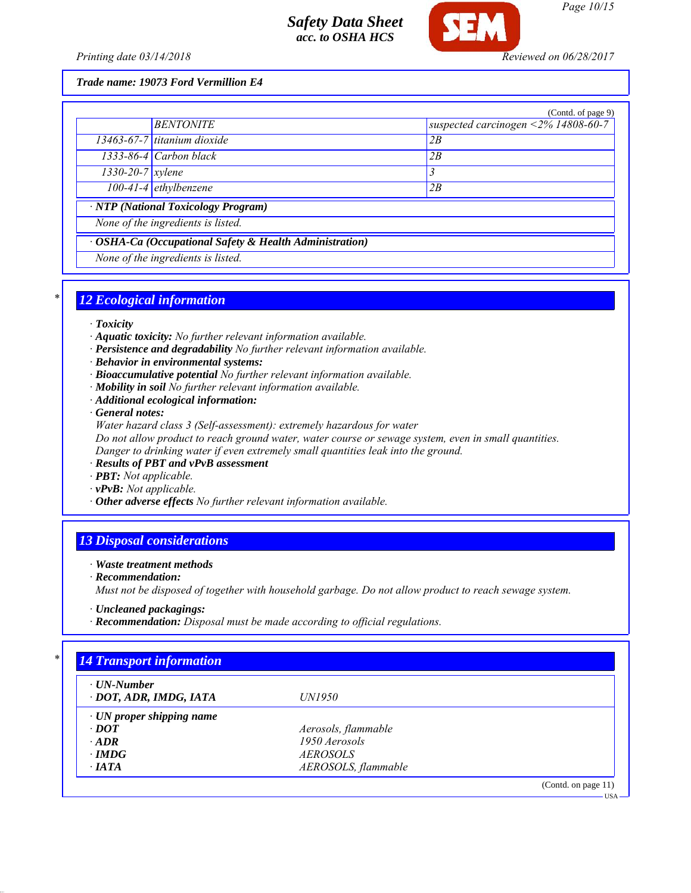**Trade name: 19073 Ford Vermillion E4**

(Contd. of page 9)

| | | |
|---|---|---|
| | BENTONITE | suspected carcinogen <2% 14808-60-7 |
| 13463-67-7 | titanium dioxide | 2B |
| 1333-86-4 | Carbon black | 2B |
| 1330-20-7 | xylene | 3 |
| 100-41-4 | ethylbenzene | 2B |

**· NTP (National Toxicology Program)**

None of the ingredients is listed.

**· OSHA-Ca (Occupational Safety & Health Administration)**

None of the ingredients is listed.

## 12 Ecological information

- **Toxicity**
- **Aquatic toxicity:** No further relevant information available.
- **Persistence and degradability** No further relevant information available.
- **Behavior in environmental systems:**
- **Bioaccumulative potential** No further relevant information available.
- **Mobility in soil** No further relevant information available.
- **Additional ecological information:**
- **General notes:**
  Water hazard class 3 (Self-assessment): extremely hazardous for water
  Do not allow product to reach ground water, water course or sewage system, even in small quantities.
  Danger to drinking water if even extremely small quantities leak into the ground.
- **Results of PBT and vPvB assessment**
- **PBT:** Not applicable.
- **vPvB:** Not applicable.
- **Other adverse effects** No further relevant information available.

## 13 Disposal considerations

- **Waste treatment methods**
- **Recommendation:**
  Must not be disposed of together with household garbage. Do not allow product to reach sewage system.
- **Uncleaned packagings:**
- **Recommendation:** Disposal must be made according to official regulations.

## 14 Transport information

| | |
|---|---|
| **· UN-Number** | |
| **· DOT, ADR, IMDG, IATA** | UN1950 |
| **· UN proper shipping name** | |
| **· DOT** | Aerosols, flammable |
| **· ADR** | 1950 Aerosols |
| **· IMDG** | AEROSOLS |
| **· IATA** | AEROSOLS, flammable |

(Contd. on page 11)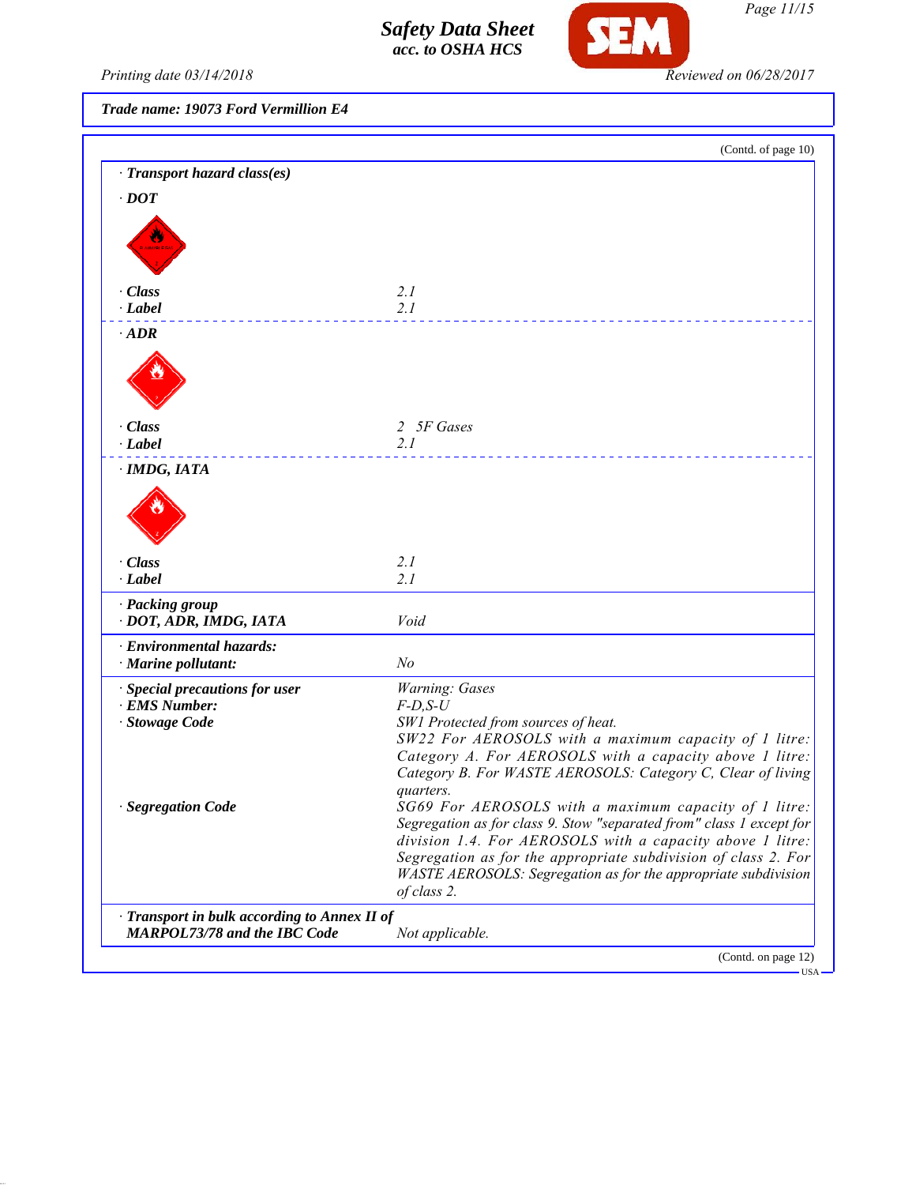**Trade name: 19073 Ford Vermillion E4**

(Contd. of page 10)

**· Transport hazard class(es)**

**· DOT**

| | |
|---|---|
| **· Class** | *2.1* |
| **· Label** | *2.1* |

**· ADR**

| | |
|---|---|
| **· Class** | *2 5F Gases* |
| **· Label** | *2.1* |

**· IMDG, IATA**

| | |
|---|---|
| **· Class** | *2.1* |
| **· Label** | *2.1* |

**· Packing group**

| | |
|---|---|
| **· DOT, ADR, IMDG, IATA** | *Void* |

**· Environmental hazards:**

| | |
|---|---|
| **· Marine pollutant:** | *No* |

| | |
|---|---|
| **· Special precautions for user** | *Warning: Gases* |
| **· EMS Number:** | *F-D,S-U* |
| **· Stowage Code** | *SW1 Protected from sources of heat. SW22 For AEROSOLS with a maximum capacity of 1 litre: Category A. For AEROSOLS with a capacity above 1 litre: Category B. For WASTE AEROSOLS: Category C, Clear of living quarters.* |
| **· Segregation Code** | *SG69 For AEROSOLS with a maximum capacity of 1 litre: Segregation as for class 9. Stow "separated from" class 1 except for division 1.4. For AEROSOLS with a capacity above 1 litre: Segregation as for the appropriate subdivision of class 2. For WASTE AEROSOLS: Segregation as for the appropriate subdivision of class 2.* |

| | |
|---|---|
| **· Transport in bulk according to Annex II of MARPOL73/78 and the IBC Code** | *Not applicable.* |

(Contd. on page 12)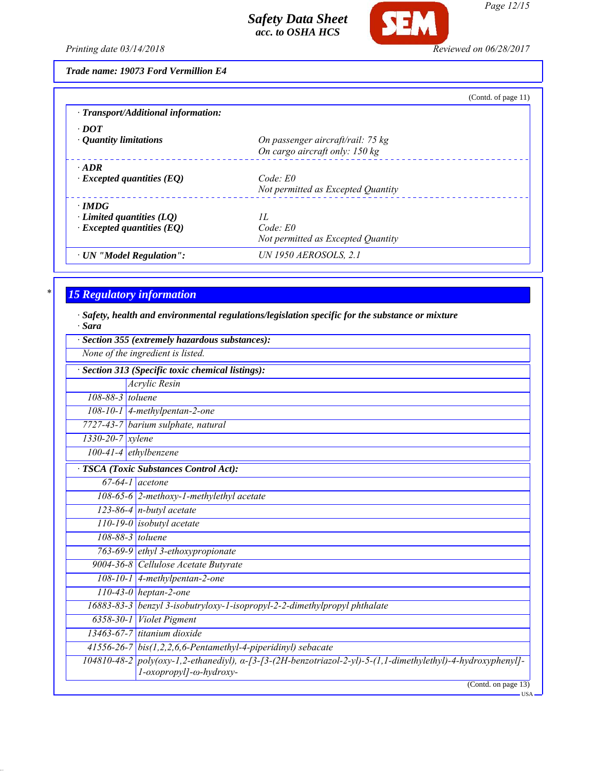**Trade name: 19073 Ford Vermillion E4**

(Contd. of page 11)

| | |
|---|---|
| **· Transport/Additional information:** | |
| **· DOT** | |
| **· Quantity limitations** | On passenger aircraft/rail: 75 kg<br>On cargo aircraft only: 150 kg |
| **· ADR** | |
| **· Excepted quantities (EQ)** | Code: E0<br>Not permitted as Excepted Quantity |
| **· IMDG** | |
| **· Limited quantities (LQ)** | 1L |
| **· Excepted quantities (EQ)** | Code: E0<br>Not permitted as Excepted Quantity |
| **· UN "Model Regulation":** | UN 1950 AEROSOLS, 2.1 |

## 15 Regulatory information

**· Safety, health and environmental regulations/legislation specific for the substance or mixture**

**· Sara**

**· Section 355 (extremely hazardous substances):**

None of the ingredient is listed.

**· Section 313 (Specific toxic chemical listings):**

| | |
|---|---|
| | Acrylic Resin |
| 108-88-3 | toluene |
| 108-10-1 | 4-methylpentan-2-one |
| 7727-43-7 | barium sulphate, natural |
| 1330-20-7 | xylene |
| 100-41-4 | ethylbenzene |

**· TSCA (Toxic Substances Control Act):**

| | |
|---|---|
| 67-64-1 | acetone |
| 108-65-6 | 2-methoxy-1-methylethyl acetate |
| 123-86-4 | n-butyl acetate |
| 110-19-0 | isobutyl acetate |
| 108-88-3 | toluene |
| 763-69-9 | ethyl 3-ethoxypropionate |
| 9004-36-8 | Cellulose Acetate Butyrate |
| 108-10-1 | 4-methylpentan-2-one |
| 110-43-0 | heptan-2-one |
| 16883-83-3 | benzyl 3-isobutryloxy-1-isopropyl-2-2-dimethylpropyl phthalate |
| 6358-30-1 | Violet Pigment |
| 13463-67-7 | titanium dioxide |
| 41556-26-7 | bis(1,2,2,6,6-Pentamethyl-4-piperidinyl) sebacate |
| 104810-48-2 | poly(oxy-1,2-ethanediyl), α-[3-[3-(2H-benzotriazol-2-yl)-5-(1,1-dimethylethyl)-4-hydroxyphenyl]-1-oxopropyl]-ω-hydroxy- |

(Contd. on page 13)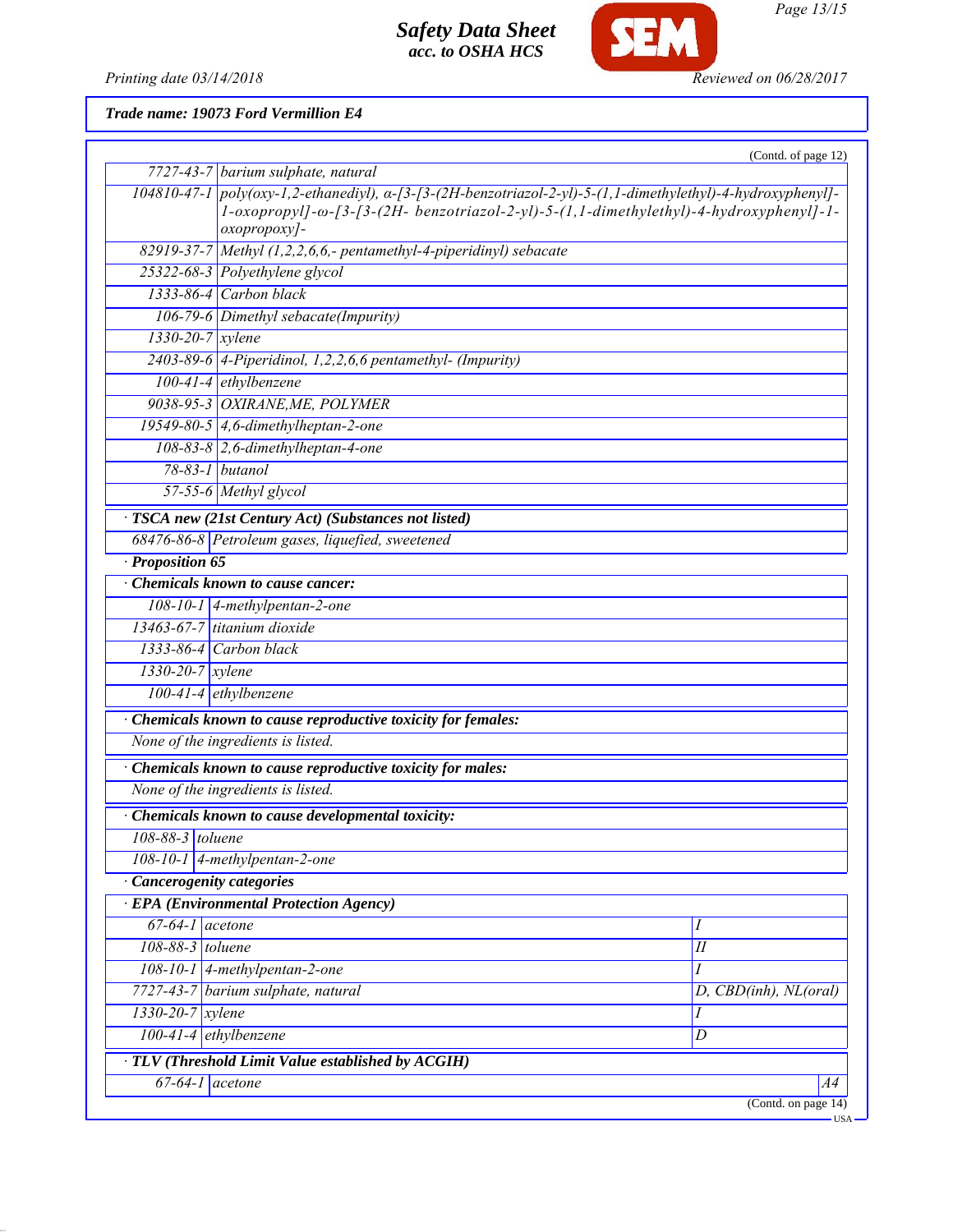**Trade name: 19073 Ford Vermillion E4**

(Contd. of page 12)

| | |
|---|---|
| 7727-43-7 | barium sulphate, natural |
| 104810-47-1 | poly(oxy-1,2-ethanediyl), α-[3-[3-(2H-benzotriazol-2-yl)-5-(1,1-dimethylethyl)-4-hydroxyphenyl]-1-oxopropyl]-ω-[3-[3-(2H- benzotriazol-2-yl)-5-(1,1-dimethylethyl)-4-hydroxyphenyl]-1-oxopropoxy]- |
| 82919-37-7 | Methyl (1,2,2,6,6,- pentamethyl-4-piperidinyl) sebacate |
| 25322-68-3 | Polyethylene glycol |
| 1333-86-4 | Carbon black |
| 106-79-6 | Dimethyl sebacate(Impurity) |
| 1330-20-7 | xylene |
| 2403-89-6 | 4-Piperidinol, 1,2,2,6,6 pentamethyl- (Impurity) |
| 100-41-4 | ethylbenzene |
| 9038-95-3 | OXIRANE,ME, POLYMER |
| 19549-80-5 | 4,6-dimethylheptan-2-one |
| 108-83-8 | 2,6-dimethylheptan-4-one |
| 78-83-1 | butanol |
| 57-55-6 | Methyl glycol |

· **TSCA new (21st Century Act) (Substances not listed)**

| | |
|---|---|
| 68476-86-8 | Petroleum gases, liquefied, sweetened |

· **Proposition 65**

· **Chemicals known to cause cancer:**

| | |
|---|---|
| 108-10-1 | 4-methylpentan-2-one |
| 13463-67-7 | titanium dioxide |
| 1333-86-4 | Carbon black |
| 1330-20-7 | xylene |
| 100-41-4 | ethylbenzene |

· **Chemicals known to cause reproductive toxicity for females:**

None of the ingredients is listed.

· **Chemicals known to cause reproductive toxicity for males:**

None of the ingredients is listed.

· **Chemicals known to cause developmental toxicity:**

| | |
|---|---|
| 108-88-3 | toluene |
| 108-10-1 | 4-methylpentan-2-one |

· **Cancerogenity categories**

· **EPA (Environmental Protection Agency)**

| | | |
|---|---|---|
| 67-64-1 | acetone | I |
| 108-88-3 | toluene | II |
| 108-10-1 | 4-methylpentan-2-one | I |
| 7727-43-7 | barium sulphate, natural | D, CBD(inh), NL(oral) |
| 1330-20-7 | xylene | I |
| 100-41-4 | ethylbenzene | D |

· **TLV (Threshold Limit Value established by ACGIH)**

| | | |
|---|---|---|
| 67-64-1 | acetone | A4 |

(Contd. on page 14)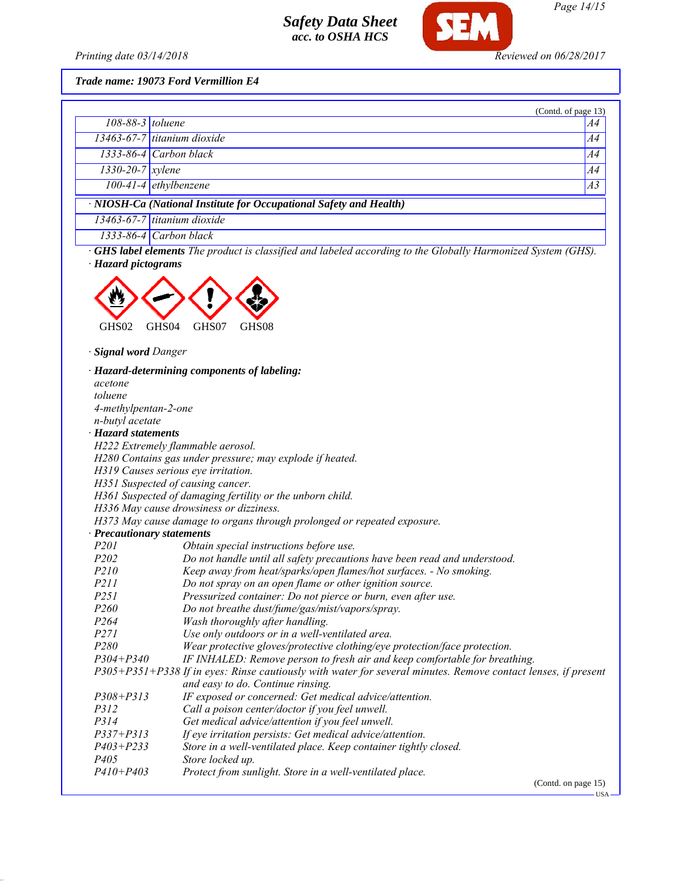**Trade name: 19073 Ford Vermillion E4**

(Contd. of page 13)

| | | |
|---|---|---|
| 108-88-3 | toluene | A4 |
| 13463-67-7 | titanium dioxide | A4 |
| 1333-86-4 | Carbon black | A4 |
| 1330-20-7 | xylene | A4 |
| 100-41-4 | ethylbenzene | A3 |

· **NIOSH-Ca (National Institute for Occupational Safety and Health)**

| | |
|---|---|
| 13463-67-7 | titanium dioxide |
| 1333-86-4 | Carbon black |

· **GHS label elements** *The product is classified and labeled according to the Globally Harmonized System (GHS).*

· **Hazard pictograms**

GHS02 GHS04 GHS07 GHS08

· **Signal word** *Danger*

· **Hazard-determining components of labeling:**

acetone
toluene
4-methylpentan-2-one
n-butyl acetate

· **Hazard statements**

H222 Extremely flammable aerosol.
H280 Contains gas under pressure; may explode if heated.
H319 Causes serious eye irritation.
H351 Suspected of causing cancer.
H361 Suspected of damaging fertility or the unborn child.
H336 May cause drowsiness or dizziness.
H373 May cause damage to organs through prolonged or repeated exposure.

· **Precautionary statements**

| | |
|---|---|
| P201 | Obtain special instructions before use. |
| P202 | Do not handle until all safety precautions have been read and understood. |
| P210 | Keep away from heat/sparks/open flames/hot surfaces. - No smoking. |
| P211 | Do not spray on an open flame or other ignition source. |
| P251 | Pressurized container: Do not pierce or burn, even after use. |
| P260 | Do not breathe dust/fume/gas/mist/vapors/spray. |
| P264 | Wash thoroughly after handling. |
| P271 | Use only outdoors or in a well-ventilated area. |
| P280 | Wear protective gloves/protective clothing/eye protection/face protection. |
| P304+P340 | IF INHALED: Remove person to fresh air and keep comfortable for breathing. |
| P305+P351+P338 | If in eyes: Rinse cautiously with water for several minutes. Remove contact lenses, if present and easy to do. Continue rinsing. |
| P308+P313 | IF exposed or concerned: Get medical advice/attention. |
| P312 | Call a poison center/doctor if you feel unwell. |
| P314 | Get medical advice/attention if you feel unwell. |
| P337+P313 | If eye irritation persists: Get medical advice/attention. |
| P403+P233 | Store in a well-ventilated place. Keep container tightly closed. |
| P405 | Store locked up. |
| P410+P403 | Protect from sunlight. Store in a well-ventilated place. |

(Contd. on page 15)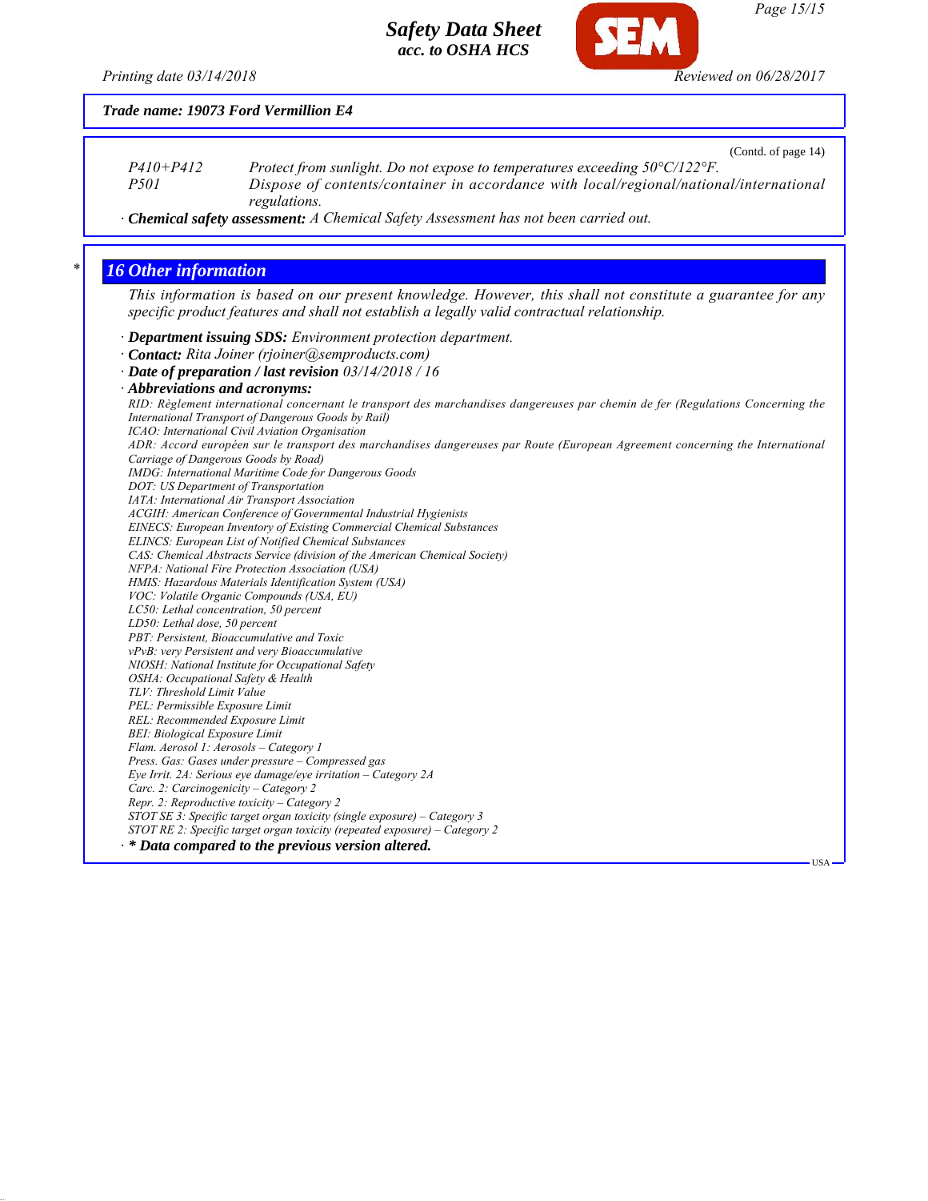Trade name: 19073 Ford Vermillion E4

(Contd. of page 14)

| | |
|---|---|
| P410+P412 | Protect from sunlight. Do not expose to temperatures exceeding 50°C/122°F. |
| P501 | Dispose of contents/container in accordance with local/regional/national/international regulations. |

· **Chemical safety assessment:** A Chemical Safety Assessment has not been carried out.

## * 16 Other information

This information is based on our present knowledge. However, this shall not constitute a guarantee for any specific product features and shall not establish a legally valid contractual relationship.

· **Department issuing SDS:** Environment protection department.
· **Contact:** Rita Joiner (rjoiner@semproducts.com)
· **Date of preparation / last revision** 03/14/2018 / 16
· **Abbreviations and acronyms:**

RID: Règlement international concernant le transport des marchandises dangereuses par chemin de fer (Regulations Concerning the International Transport of Dangerous Goods by Rail)
ICAO: International Civil Aviation Organisation
ADR: Accord européen sur le transport des marchandises dangereuses par Route (European Agreement concerning the International Carriage of Dangerous Goods by Road)
IMDG: International Maritime Code for Dangerous Goods
DOT: US Department of Transportation
IATA: International Air Transport Association
ACGIH: American Conference of Governmental Industrial Hygienists
EINECS: European Inventory of Existing Commercial Chemical Substances
ELINCS: European List of Notified Chemical Substances
CAS: Chemical Abstracts Service (division of the American Chemical Society)
NFPA: National Fire Protection Association (USA)
HMIS: Hazardous Materials Identification System (USA)
VOC: Volatile Organic Compounds (USA, EU)
LC50: Lethal concentration, 50 percent
LD50: Lethal dose, 50 percent
PBT: Persistent, Bioaccumulative and Toxic
vPvB: very Persistent and very Bioaccumulative
NIOSH: National Institute for Occupational Safety
OSHA: Occupational Safety & Health
TLV: Threshold Limit Value
PEL: Permissible Exposure Limit
REL: Recommended Exposure Limit
BEI: Biological Exposure Limit
Flam. Aerosol 1: Aerosols – Category 1
Press. Gas: Gases under pressure – Compressed gas
Eye Irrit. 2A: Serious eye damage/eye irritation – Category 2A
Carc. 2: Carcinogenicity – Category 2
Repr. 2: Reproductive toxicity – Category 2
STOT SE 3: Specific target organ toxicity (single exposure) – Category 3
STOT RE 2: Specific target organ toxicity (repeated exposure) – Category 2

· **\* Data compared to the previous version altered.**

USA